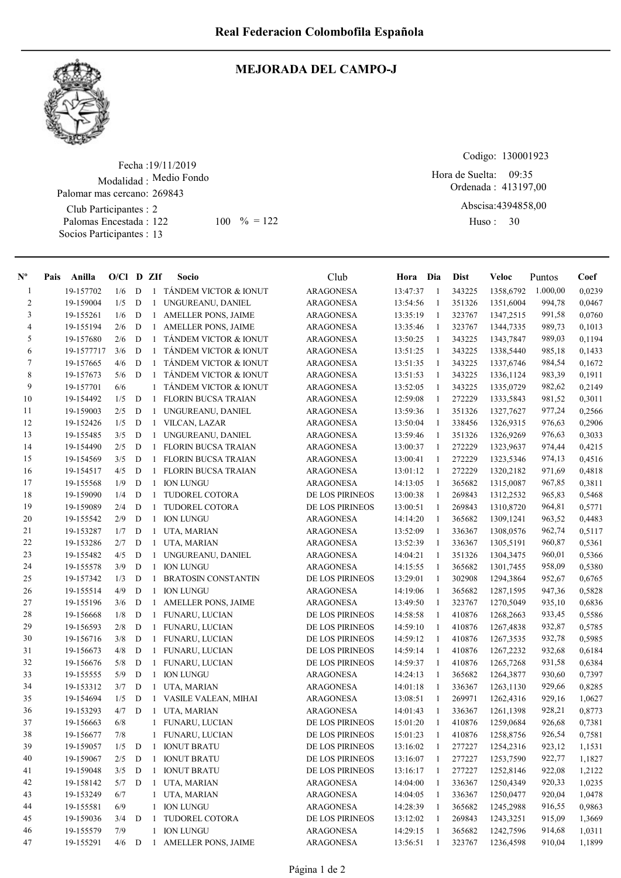# Real Federacion Colombofila Española

## MEJORADA DEL CAMPO-J

Fecha :19/11/2019
Modalidad : Medio Fondo
Palomar mas cercano: 269843
Club Participantes : 2
Palomas Encestada : 122 100 % = 122
Socios Participantes : 13

Codigo: 130001923
Hora de Suelta: 09:35
Ordenada : 413197,00
Abscisa:4394858,00
Huso : 30

| Nº | Pais | Anilla | O/Cl | D | ZIf | Socio | Club | Hora | Dia | Dist | Veloc | Puntos | Coef |
|---|---|---|---|---|---|---|---|---|---|---|---|---|---|
| 1 | | 19-157702 | 1/6 | D | 1 | TÁNDEM VICTOR & IONUT | ARAGONESA | 13:47:37 | 1 | 343225 | 1358,6792 | 1.000,00 | 0,0239 |
| 2 | | 19-159004 | 1/5 | D | 1 | UNGUREANU, DANIEL | ARAGONESA | 13:54:56 | 1 | 351326 | 1351,6004 | 994,78 | 0,0467 |
| 3 | | 19-155261 | 1/6 | D | 1 | AMELLER PONS, JAIME | ARAGONESA | 13:35:19 | 1 | 323767 | 1347,2515 | 991,58 | 0,0760 |
| 4 | | 19-155194 | 2/6 | D | 1 | AMELLER PONS, JAIME | ARAGONESA | 13:35:46 | 1 | 323767 | 1344,7335 | 989,73 | 0,1013 |
| 5 | | 19-157680 | 2/6 | D | 1 | TÁNDEM VICTOR & IONUT | ARAGONESA | 13:50:25 | 1 | 343225 | 1343,7847 | 989,03 | 0,1194 |
| 6 | | 19-1577717 | 3/6 | D | 1 | TÁNDEM VICTOR & IONUT | ARAGONESA | 13:51:25 | 1 | 343225 | 1338,5440 | 985,18 | 0,1433 |
| 7 | | 19-157665 | 4/6 | D | 1 | TÁNDEM VICTOR & IONUT | ARAGONESA | 13:51:35 | 1 | 343225 | 1337,6746 | 984,54 | 0,1672 |
| 8 | | 19-157673 | 5/6 | D | 1 | TÁNDEM VICTOR & IONUT | ARAGONESA | 13:51:53 | 1 | 343225 | 1336,1124 | 983,39 | 0,1911 |
| 9 | | 19-157701 | 6/6 | | 1 | TÁNDEM VICTOR & IONUT | ARAGONESA | 13:52:05 | 1 | 343225 | 1335,0729 | 982,62 | 0,2149 |
| 10 | | 19-154492 | 1/5 | D | 1 | FLORIN BUCSA TRAIAN | ARAGONESA | 12:59:08 | 1 | 272229 | 1333,5843 | 981,52 | 0,3011 |
| 11 | | 19-159003 | 2/5 | D | 1 | UNGUREANU, DANIEL | ARAGONESA | 13:59:36 | 1 | 351326 | 1327,7627 | 977,24 | 0,2566 |
| 12 | | 19-152426 | 1/5 | D | 1 | VILCAN, LAZAR | ARAGONESA | 13:50:04 | 1 | 338456 | 1326,9315 | 976,63 | 0,2906 |
| 13 | | 19-155485 | 3/5 | D | 1 | UNGUREANU, DANIEL | ARAGONESA | 13:59:46 | 1 | 351326 | 1326,9269 | 976,63 | 0,3033 |
| 14 | | 19-154490 | 2/5 | D | 1 | FLORIN BUCSA TRAIAN | ARAGONESA | 13:00:37 | 1 | 272229 | 1323,9637 | 974,44 | 0,4215 |
| 15 | | 19-154569 | 3/5 | D | 1 | FLORIN BUCSA TRAIAN | ARAGONESA | 13:00:41 | 1 | 272229 | 1323,5346 | 974,13 | 0,4516 |
| 16 | | 19-154517 | 4/5 | D | 1 | FLORIN BUCSA TRAIAN | ARAGONESA | 13:01:12 | 1 | 272229 | 1320,2182 | 971,69 | 0,4818 |
| 17 | | 19-155568 | 1/9 | D | 1 | ION LUNGU | ARAGONESA | 14:13:05 | 1 | 365682 | 1315,0087 | 967,85 | 0,3811 |
| 18 | | 19-159090 | 1/4 | D | 1 | TUDOREL COTORA | DE LOS PIRINEOS | 13:00:38 | 1 | 269843 | 1312,2532 | 965,83 | 0,5468 |
| 19 | | 19-159089 | 2/4 | D | 1 | TUDOREL COTORA | DE LOS PIRINEOS | 13:00:51 | 1 | 269843 | 1310,8720 | 964,81 | 0,5771 |
| 20 | | 19-155542 | 2/9 | D | 1 | ION LUNGU | ARAGONESA | 14:14:20 | 1 | 365682 | 1309,1241 | 963,52 | 0,4483 |
| 21 | | 19-153287 | 1/7 | D | 1 | UTA, MARIAN | ARAGONESA | 13:52:09 | 1 | 336367 | 1308,0576 | 962,74 | 0,5117 |
| 22 | | 19-153286 | 2/7 | D | 1 | UTA, MARIAN | ARAGONESA | 13:52:39 | 1 | 336367 | 1305,5191 | 960,87 | 0,5361 |
| 23 | | 19-155482 | 4/5 | D | 1 | UNGUREANU, DANIEL | ARAGONESA | 14:04:21 | 1 | 351326 | 1304,3475 | 960,01 | 0,5366 |
| 24 | | 19-155578 | 3/9 | D | 1 | ION LUNGU | ARAGONESA | 14:15:55 | 1 | 365682 | 1301,7455 | 958,09 | 0,5380 |
| 25 | | 19-157342 | 1/3 | D | 1 | BRATOSIN CONSTANTIN | DE LOS PIRINEOS | 13:29:01 | 1 | 302908 | 1294,3864 | 952,67 | 0,6765 |
| 26 | | 19-155514 | 4/9 | D | 1 | ION LUNGU | ARAGONESA | 14:19:06 | 1 | 365682 | 1287,1595 | 947,36 | 0,5828 |
| 27 | | 19-155196 | 3/6 | D | 1 | AMELLER PONS, JAIME | ARAGONESA | 13:49:50 | 1 | 323767 | 1270,5049 | 935,10 | 0,6836 |
| 28 | | 19-156668 | 1/8 | D | 1 | FUNARU, LUCIAN | DE LOS PIRINEOS | 14:58:58 | 1 | 410876 | 1268,2663 | 933,45 | 0,5586 |
| 29 | | 19-156593 | 2/8 | D | 1 | FUNARU, LUCIAN | DE LOS PIRINEOS | 14:59:10 | 1 | 410876 | 1267,4838 | 932,87 | 0,5785 |
| 30 | | 19-156716 | 3/8 | D | 1 | FUNARU, LUCIAN | DE LOS PIRINEOS | 14:59:12 | 1 | 410876 | 1267,3535 | 932,78 | 0,5985 |
| 31 | | 19-156673 | 4/8 | D | 1 | FUNARU, LUCIAN | DE LOS PIRINEOS | 14:59:14 | 1 | 410876 | 1267,2232 | 932,68 | 0,6184 |
| 32 | | 19-156676 | 5/8 | D | 1 | FUNARU, LUCIAN | DE LOS PIRINEOS | 14:59:37 | 1 | 410876 | 1265,7268 | 931,58 | 0,6384 |
| 33 | | 19-155555 | 5/9 | D | 1 | ION LUNGU | ARAGONESA | 14:24:13 | 1 | 365682 | 1264,3877 | 930,60 | 0,7397 |
| 34 | | 19-153312 | 3/7 | D | 1 | UTA, MARIAN | ARAGONESA | 14:01:18 | 1 | 336367 | 1263,1130 | 929,66 | 0,8285 |
| 35 | | 19-154694 | 1/5 | D | 1 | VASILE VALEAN, MIHAI | ARAGONESA | 13:08:51 | 1 | 269971 | 1262,4316 | 929,16 | 1,0627 |
| 36 | | 19-153293 | 4/7 | D | 1 | UTA, MARIAN | ARAGONESA | 14:01:43 | 1 | 336367 | 1261,1398 | 928,21 | 0,8773 |
| 37 | | 19-156663 | 6/8 | | 1 | FUNARU, LUCIAN | DE LOS PIRINEOS | 15:01:20 | 1 | 410876 | 1259,0684 | 926,68 | 0,7381 |
| 38 | | 19-156677 | 7/8 | | 1 | FUNARU, LUCIAN | DE LOS PIRINEOS | 15:01:23 | 1 | 410876 | 1258,8756 | 926,54 | 0,7581 |
| 39 | | 19-159057 | 1/5 | D | 1 | IONUT BRATU | DE LOS PIRINEOS | 13:16:02 | 1 | 277227 | 1254,2316 | 923,12 | 1,1531 |
| 40 | | 19-159067 | 2/5 | D | 1 | IONUT BRATU | DE LOS PIRINEOS | 13:16:07 | 1 | 277227 | 1253,7590 | 922,77 | 1,1827 |
| 41 | | 19-159048 | 3/5 | D | 1 | IONUT BRATU | DE LOS PIRINEOS | 13:16:17 | 1 | 277227 | 1252,8146 | 922,08 | 1,2122 |
| 42 | | 19-158142 | 5/7 | D | 1 | UTA, MARIAN | ARAGONESA | 14:04:00 | 1 | 336367 | 1250,4349 | 920,33 | 1,0235 |
| 43 | | 19-153249 | 6/7 | | 1 | UTA, MARIAN | ARAGONESA | 14:04:05 | 1 | 336367 | 1250,0477 | 920,04 | 1,0478 |
| 44 | | 19-155581 | 6/9 | | 1 | ION LUNGU | ARAGONESA | 14:28:39 | 1 | 365682 | 1245,2988 | 916,55 | 0,9863 |
| 45 | | 19-159036 | 3/4 | D | 1 | TUDOREL COTORA | DE LOS PIRINEOS | 13:12:02 | 1 | 269843 | 1243,3251 | 915,09 | 1,3669 |
| 46 | | 19-155579 | 7/9 | | 1 | ION LUNGU | ARAGONESA | 14:29:15 | 1 | 365682 | 1242,7596 | 914,68 | 1,0311 |
| 47 | | 19-155291 | 4/6 | D | 1 | AMELLER PONS, JAIME | ARAGONESA | 13:56:51 | 1 | 323767 | 1236,4598 | 910,04 | 1,1899 |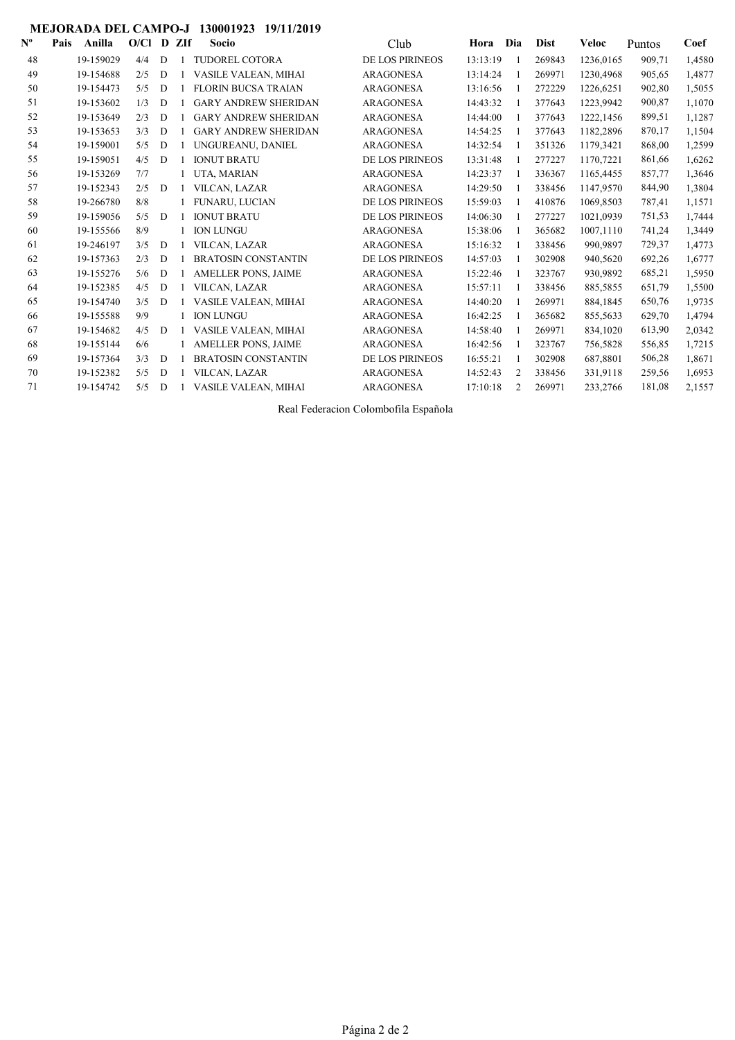**MEJORADA DEL CAMPO-J 130001923 19/11/2019**

| Nº | Pais | Anilla | O/Cl | D | ZIf | Socio | Club | Hora | Dia | Dist | Veloc | Puntos | Coef |
|---|---|---|---|---|---|---|---|---|---|---|---|---|---|
| 48 | | 19-159029 | 4/4 | D | 1 | TUDOREL COTORA | DE LOS PIRINEOS | 13:13:19 | 1 | 269843 | 1236,0165 | 909,71 | 1,4580 |
| 49 | | 19-154688 | 2/5 | D | 1 | VASILE VALEAN, MIHAI | ARAGONESA | 13:14:24 | 1 | 269971 | 1230,4968 | 905,65 | 1,4877 |
| 50 | | 19-154473 | 5/5 | D | 1 | FLORIN BUCSA TRAIAN | ARAGONESA | 13:16:56 | 1 | 272229 | 1226,6251 | 902,80 | 1,5055 |
| 51 | | 19-153602 | 1/3 | D | 1 | GARY ANDREW SHERIDAN | ARAGONESA | 14:43:32 | 1 | 377643 | 1223,9942 | 900,87 | 1,1070 |
| 52 | | 19-153649 | 2/3 | D | 1 | GARY ANDREW SHERIDAN | ARAGONESA | 14:44:00 | 1 | 377643 | 1222,1456 | 899,51 | 1,1287 |
| 53 | | 19-153653 | 3/3 | D | 1 | GARY ANDREW SHERIDAN | ARAGONESA | 14:54:25 | 1 | 377643 | 1182,2896 | 870,17 | 1,1504 |
| 54 | | 19-159001 | 5/5 | D | 1 | UNGUREANU, DANIEL | ARAGONESA | 14:32:54 | 1 | 351326 | 1179,3421 | 868,00 | 1,2599 |
| 55 | | 19-159051 | 4/5 | D | 1 | IONUT BRATU | DE LOS PIRINEOS | 13:31:48 | 1 | 277227 | 1170,7221 | 861,66 | 1,6262 |
| 56 | | 19-153269 | 7/7 | | 1 | UTA, MARIAN | ARAGONESA | 14:23:37 | 1 | 336367 | 1165,4455 | 857,77 | 1,3646 |
| 57 | | 19-152343 | 2/5 | D | 1 | VILCAN, LAZAR | ARAGONESA | 14:29:50 | 1 | 338456 | 1147,9570 | 844,90 | 1,3804 |
| 58 | | 19-266780 | 8/8 | | 1 | FUNARU, LUCIAN | DE LOS PIRINEOS | 15:59:03 | 1 | 410876 | 1069,8503 | 787,41 | 1,1571 |
| 59 | | 19-159056 | 5/5 | D | 1 | IONUT BRATU | DE LOS PIRINEOS | 14:06:30 | 1 | 277227 | 1021,0939 | 751,53 | 1,7444 |
| 60 | | 19-155566 | 8/9 | | 1 | ION LUNGU | ARAGONESA | 15:38:06 | 1 | 365682 | 1007,1110 | 741,24 | 1,3449 |
| 61 | | 19-246197 | 3/5 | D | 1 | VILCAN, LAZAR | ARAGONESA | 15:16:32 | 1 | 338456 | 990,9897 | 729,37 | 1,4773 |
| 62 | | 19-157363 | 2/3 | D | 1 | BRATOSIN CONSTANTIN | DE LOS PIRINEOS | 14:57:03 | 1 | 302908 | 940,5620 | 692,26 | 1,6777 |
| 63 | | 19-155276 | 5/6 | D | 1 | AMELLER PONS, JAIME | ARAGONESA | 15:22:46 | 1 | 323767 | 930,9892 | 685,21 | 1,5950 |
| 64 | | 19-152385 | 4/5 | D | 1 | VILCAN, LAZAR | ARAGONESA | 15:57:11 | 1 | 338456 | 885,5855 | 651,79 | 1,5500 |
| 65 | | 19-154740 | 3/5 | D | 1 | VASILE VALEAN, MIHAI | ARAGONESA | 14:40:20 | 1 | 269971 | 884,1845 | 650,76 | 1,9735 |
| 66 | | 19-155588 | 9/9 | | 1 | ION LUNGU | ARAGONESA | 16:42:25 | 1 | 365682 | 855,5633 | 629,70 | 1,4794 |
| 67 | | 19-154682 | 4/5 | D | 1 | VASILE VALEAN, MIHAI | ARAGONESA | 14:58:40 | 1 | 269971 | 834,1020 | 613,90 | 2,0342 |
| 68 | | 19-155144 | 6/6 | | 1 | AMELLER PONS, JAIME | ARAGONESA | 16:42:56 | 1 | 323767 | 756,5828 | 556,85 | 1,7215 |
| 69 | | 19-157364 | 3/3 | D | 1 | BRATOSIN CONSTANTIN | DE LOS PIRINEOS | 16:55:21 | 1 | 302908 | 687,8801 | 506,28 | 1,8671 |
| 70 | | 19-152382 | 5/5 | D | 1 | VILCAN, LAZAR | ARAGONESA | 14:52:43 | 2 | 338456 | 331,9118 | 259,56 | 1,6953 |
| 71 | | 19-154742 | 5/5 | D | 1 | VASILE VALEAN, MIHAI | ARAGONESA | 17:10:18 | 2 | 269971 | 233,2766 | 181,08 | 2,1557 |

Real Federacion Colombofila Española